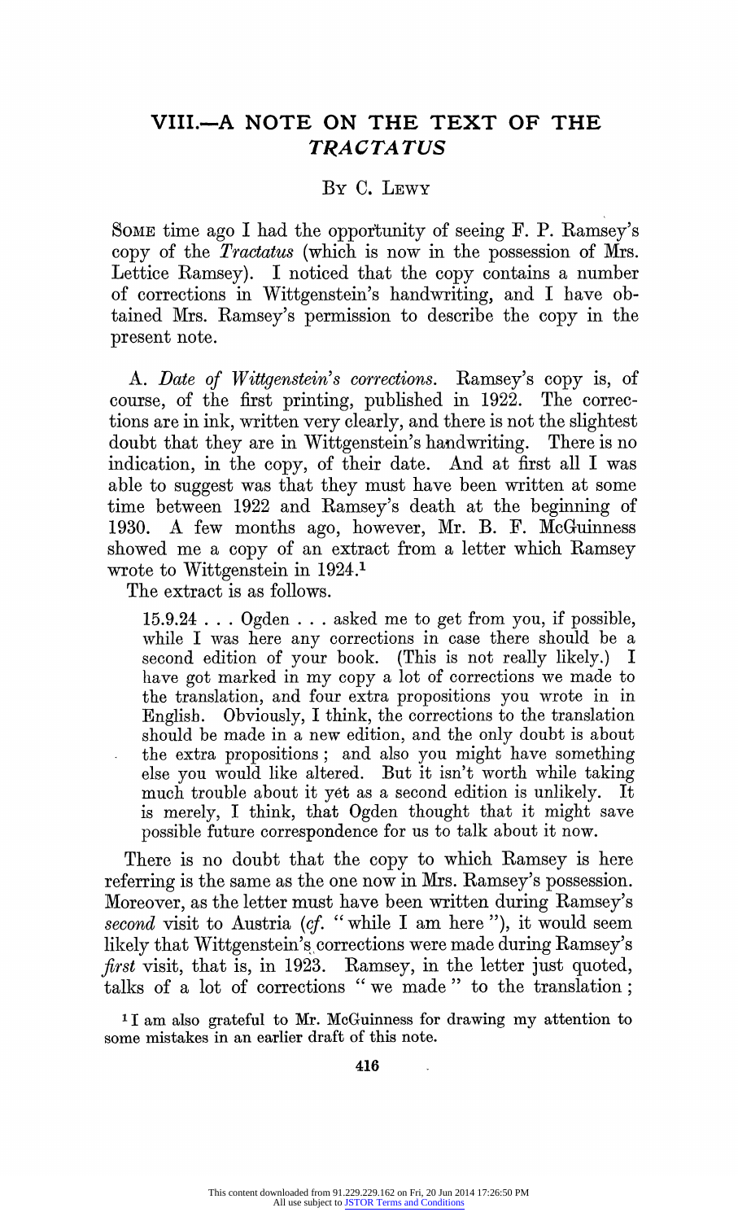## VIII.—A NOTE ON THE TEXT OF THE *TRACTATUS*

### By C. Lewy

Some time ago I had the opportunity of seeing F. P. Ramsey's copy of the *Tractatus* (which is now in the possession of Mrs. Lettice Ramsey). I noticed that the copy contains a number of corrections in Wittgenstein's handwriting, and I have obtained Mrs. Ramsey's permission to describe the copy in the present note.

A. *Date of Wittgenstein's corrections.* Ramsey's copy is, of course, of the first printing, published in 1922. The corrections are in ink, written very clearly, and there is not the slightest doubt that they are in Wittgenstein's handwriting. There is no indication, in the copy, of their date. And at first all I was able to suggest was that they must have been written at some time between 1922 and Ramsey's death at the beginning of 1930. A few months ago, however, Mr. B. F. McGuinness showed me a copy of an extract from a letter which Ramsey wrote to Wittgenstein in 1924.[1]

The extract is as follows.

> 15.9.24 . . . Ogden . . . asked me to get from you, if possible, while I was here any corrections in case there should be a second edition of your book. (This is not really likely.) I have got marked in my copy a lot of corrections we made to the translation, and four extra propositions you wrote in in English. Obviously, I think, the corrections to the translation should be made in a new edition, and the only doubt is about the extra propositions; and also you might have something else you would like altered. But it isn't worth while taking much trouble about it yet as a second edition is unlikely. It is merely, I think, that Ogden thought that it might save possible future correspondence for us to talk about it now.

There is no doubt that the copy to which Ramsey is here referring is the same as the one now in Mrs. Ramsey's possession. Moreover, as the letter must have been written during Ramsey's *second* visit to Austria (*cf.* "while I am here"), it would seem likely that Wittgenstein's corrections were made during Ramsey's *first* visit, that is, in 1923. Ramsey, in the letter just quoted, talks of a lot of corrections "we made" to the translation;

[1] I am also grateful to Mr. McGuinness for drawing my attention to some mistakes in an earlier draft of this note.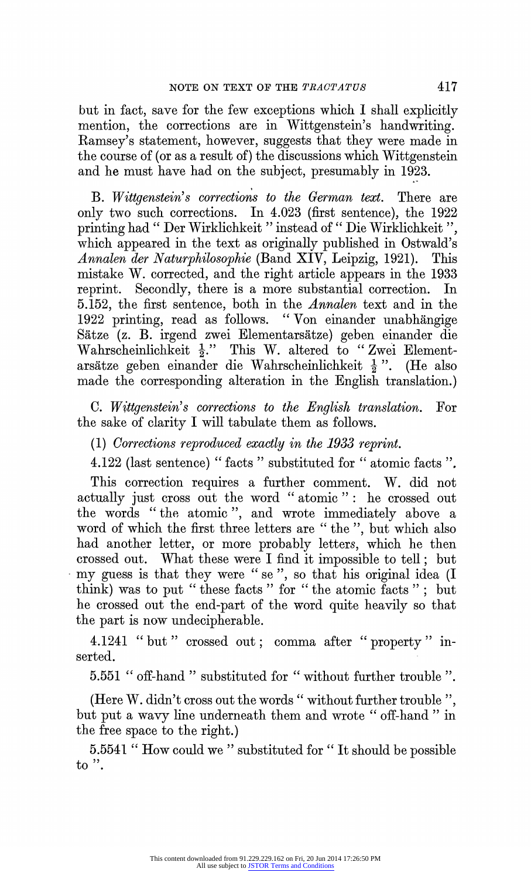but in fact, save for the few exceptions which I shall explicitly mention, the corrections are in Wittgenstein's handwriting. Ramsey's statement, however, suggests that they were made in the course of (or as a result of) the discussions which Wittgenstein and he must have had on the subject, presumably in 1923.

B. *Wittgenstein's corrections to the German text.* There are only two such corrections. In 4.023 (first sentence), the 1922 printing had " Der Wirklichkeit " instead of " Die Wirklichkeit ", which appeared in the text as originally published in Ostwald's *Annalen der Naturphilosophie* (Band XIV, Leipzig, 1921). This mistake W. corrected, and the right article appears in the 1933 reprint. Secondly, there is a more substantial correction. In 5.152, the first sentence, both in the *Annalen* text and in the 1922 printing, read as follows. " Von einander unabhängige Sätze (z. B. irgend zwei Elementarsätze) geben einander die Wahrscheinlichkeit $\frac{1}{2}$." This W. altered to " Zwei Elementarsätze geben einander die Wahrscheinlichkeit $\frac{1}{2}$ ". (He also made the corresponding alteration in the English translation.)

C. *Wittgenstein's corrections to the English translation.* For the sake of clarity I will tabulate them as follows.

(1) *Corrections reproduced exactly in the 1933 reprint.*

4.122 (last sentence) " facts " substituted for " atomic facts ".

This correction requires a further comment. W. did not actually just cross out the word " atomic ": he crossed out the words " the atomic ", and wrote immediately above a word of which the first three letters are " the ", but which also had another letter, or more probably letters, which he then crossed out. What these were I find it impossible to tell; but my guess is that they were " se ", so that his original idea (I think) was to put " these facts " for " the atomic facts "; but he crossed out the end-part of the word quite heavily so that the part is now undecipherable.

4.1241 " but " crossed out; comma after " property " inserted.

5.551 " off-hand " substituted for " without further trouble ".

(Here W. didn't cross out the words " without further trouble ", but put a wavy line underneath them and wrote " off-hand " in the free space to the right.)

5.5541 " How could we " substituted for " It should be possible to ".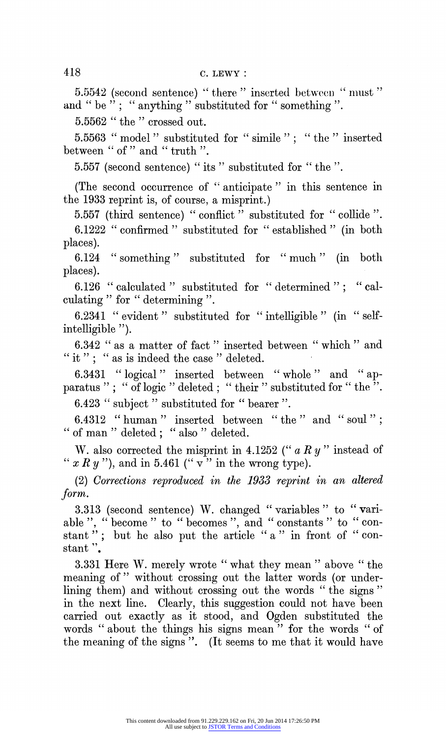5.5542 (second sentence) " there " inserted between " must " and " be " ; " anything " substituted for " something ".

5.5562 " the " crossed out.

5.5563 " model " substituted for " simile " ; " the " inserted between " of " and " truth ".

5.557 (second sentence) " its " substituted for " the ".

(The second occurrence of " anticipate " in this sentence in the 1933 reprint is, of course, a misprint.)

5.557 (third sentence) " conflict " substituted for " collide ".

6.1222 " confirmed " substituted for " established " (in both places).

6.124 " something " substituted for " much " (in both places).

6.126 " calculated " substituted for " determined " ; " calculating " for " determining ".

6.2341 " evident " substituted for " intelligible " (in " self-intelligible ").

6.342 " as a matter of fact " inserted between " which " and " it " ; " as is indeed the case " deleted.

6.3431 " logical " inserted between " whole " and " apparatus " ; " of logic " deleted ; " their " substituted for " the ".

6.423 " subject " substituted for " bearer ".

6.4312 " human " inserted between " the " and " soul " ; " of man " deleted ; " also " deleted.

W. also corrected the misprint in 4.1252 (" *a R y* " instead of " *x R y* "), and in 5.461 (" v " in the wrong type).

(2) *Corrections reproduced in the 1933 reprint in an altered form.*

3.313 (second sentence) W. changed " variables " to " variable ", " become " to " becomes ", and " constants " to " constant " ; but he also put the article " a " in front of " constant ".

3.331 Here W. merely wrote " what they mean " above " the meaning of " without crossing out the latter words (or underlining them) and without crossing out the words " the signs " in the next line. Clearly, this suggestion could not have been carried out exactly as it stood, and Ogden substituted the words " about the things his signs mean " for the words " of the meaning of the signs ". (It seems to me that it would have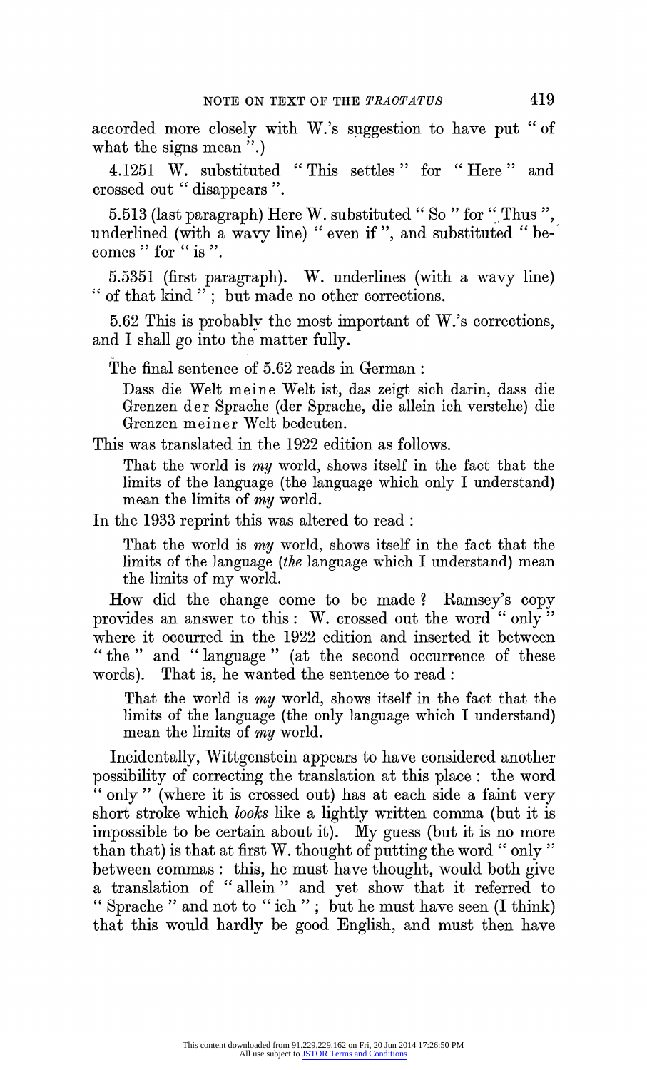accorded more closely with W.'s suggestion to have put "of what the signs mean".)

4.1251 W. substituted "This settles" for "Here" and crossed out "disappears".

5.513 (last paragraph) Here W. substituted "So" for "Thus", underlined (with a wavy line) "even if", and substituted "becomes" for "is".

5.5351 (first paragraph). W. underlines (with a wavy line) "of that kind"; but made no other corrections.

5.62 This is probably the most important of W.'s corrections, and I shall go into the matter fully.

The final sentence of 5.62 reads in German:

> Dass die Welt meine Welt ist, das zeigt sich darin, dass die Grenzen der Sprache (der Sprache, die allein ich verstehe) die Grenzen meiner Welt bedeuten.

This was translated in the 1922 edition as follows.

> That the world is *my* world, shows itself in the fact that the limits of the language (the language which only I understand) mean the limits of *my* world.

In the 1933 reprint this was altered to read:

> That the world is *my* world, shows itself in the fact that the limits of the language (*the* language which I understand) mean the limits of my world.

How did the change come to be made? Ramsey's copy provides an answer to this: W. crossed out the word "only" where it occurred in the 1922 edition and inserted it between "the" and "language" (at the second occurrence of these words). That is, he wanted the sentence to read:

> That the world is *my* world, shows itself in the fact that the limits of the language (the only language which I understand) mean the limits of *my* world.

Incidentally, Wittgenstein appears to have considered another possibility of correcting the translation at this place: the word "only" (where it is crossed out) has at each side a faint very short stroke which *looks* like a lightly written comma (but it is impossible to be certain about it). My guess (but it is no more than that) is that at first W. thought of putting the word "only" between commas: this, he must have thought, would both give a translation of "allein" and yet show that it referred to "Sprache" and not to "ich"; but he must have seen (I think) that this would hardly be good English, and must then have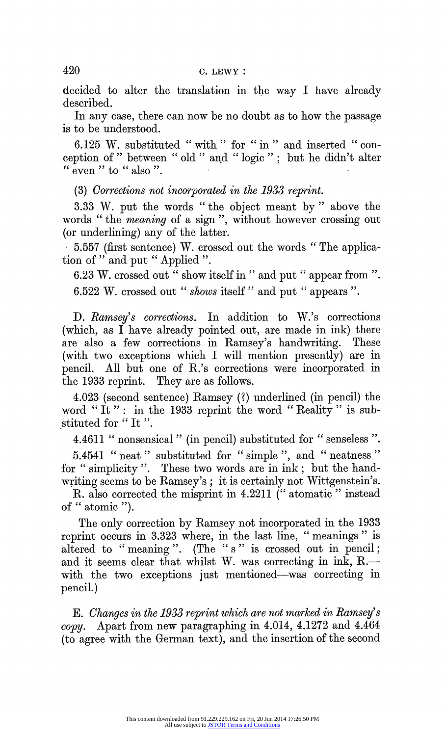decided to alter the translation in the way I have already described.

In any case, there can now be no doubt as to how the passage is to be understood.

6.125 W. substituted " with " for " in " and inserted " conception of " between " old " and " logic " ; but he didn't alter " even " to " also ".

(3) *Corrections not incorporated in the 1933 reprint.*

3.33 W. put the words " the object meant by " above the words " the *meaning* of a sign ", without however crossing out (or underlining) any of the latter.

5.557 (first sentence) W. crossed out the words " The application of " and put " Applied ".

6.23 W. crossed out " show itself in " and put " appear from ".

6.522 W. crossed out " *shows* itself " and put " appears ".

D. *Ramsey's corrections.* In addition to W.'s corrections (which, as I have already pointed out, are made in ink) there are also a few corrections in Ramsey's handwriting. These (with two exceptions which I will mention presently) are in pencil. All but one of R.'s corrections were incorporated in the 1933 reprint. They are as follows.

4.023 (second sentence) Ramsey (?) underlined (in pencil) the word " It " : in the 1933 reprint the word " Reality " is substituted for " It ".

4.4611 " nonsensical " (in pencil) substituted for " senseless ".

5.4541 " neat " substituted for " simple ", and " neatness " for " simplicity ". These two words are in ink ; but the handwriting seems to be Ramsey's ; it is certainly not Wittgenstein's.

R. also corrected the misprint in 4.2211 (" atomatic " instead of " atomic ").

The only correction by Ramsey not incorporated in the 1933 reprint occurs in 3.323 where, in the last line, " meanings " is altered to " meaning ". (The " s " is crossed out in pencil ; and it seems clear that whilst W. was correcting in ink, R.—with the two exceptions just mentioned—was correcting in pencil.)

E. *Changes in the 1933 reprint which are not marked in Ramsey's copy.* Apart from new paragraphing in 4.014, 4.1272 and 4.464 (to agree with the German text), and the insertion of the second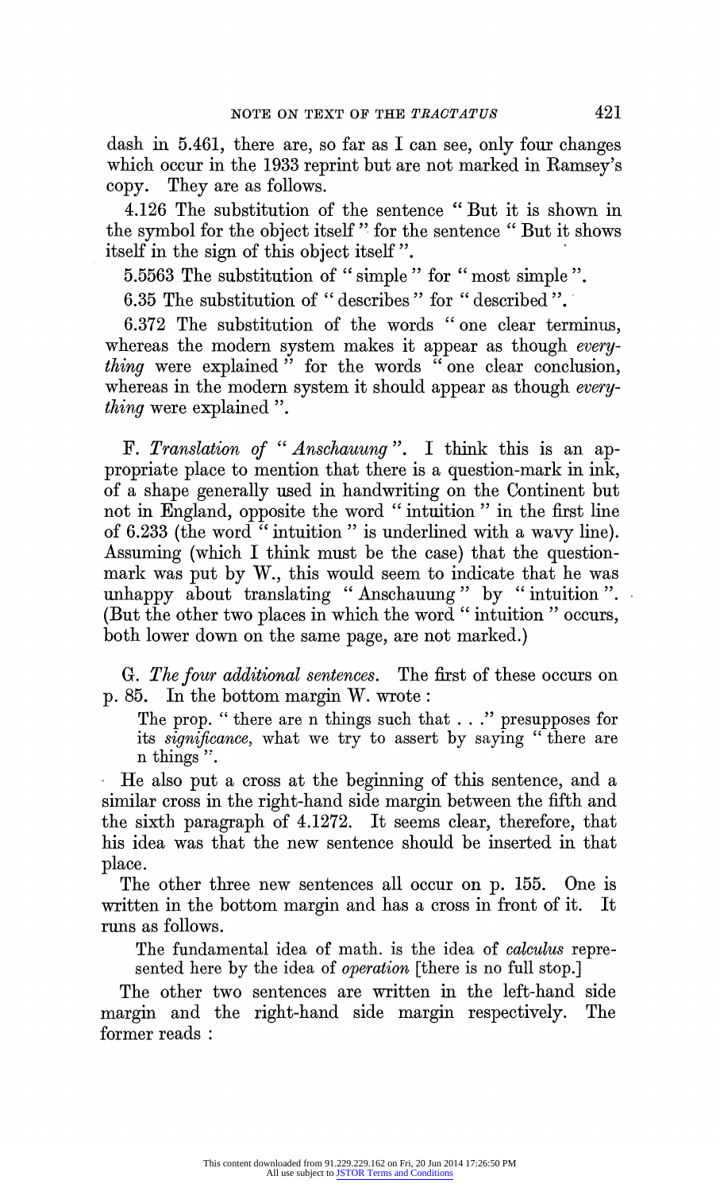dash in 5.461, there are, so far as I can see, only four changes which occur in the 1933 reprint but are not marked in Ramsey's copy. They are as follows.

4.126 The substitution of the sentence " But it is shown in the symbol for the object itself " for the sentence " But it shows itself in the sign of this object itself ".

5.5563 The substitution of " simple " for " most simple ".

6.35 The substitution of " describes " for " described ".

6.372 The substitution of the words " one clear terminus, whereas the modern system makes it appear as though *everything* were explained " for the words " one clear conclusion, whereas in the modern system it should appear as though *everything* were explained ".

F. *Translation of " Anschauung ".* I think this is an appropriate place to mention that there is a question-mark in ink, of a shape generally used in handwriting on the Continent but not in England, opposite the word " intuition " in the first line of 6.233 (the word " intuition " is underlined with a wavy line). Assuming (which I think must be the case) that the question-mark was put by W., this would seem to indicate that he was unhappy about translating " Anschauung " by " intuition ". (But the other two places in which the word " intuition " occurs, both lower down on the same page, are not marked.)

G. *The four additional sentences.* The first of these occurs on p. 85. In the bottom margin W. wrote :

> The prop. " there are n things such that . . ." presupposes for its *significance*, what we try to assert by saying " there are n things ".

He also put a cross at the beginning of this sentence, and a similar cross in the right-hand side margin between the fifth and the sixth paragraph of 4.1272. It seems clear, therefore, that his idea was that the new sentence should be inserted in that place.

The other three new sentences all occur on p. 155. One is written in the bottom margin and has a cross in front of it. It runs as follows.

> The fundamental idea of math. is the idea of *calculus* represented here by the idea of *operation* [there is no full stop.]

The other two sentences are written in the left-hand side margin and the right-hand side margin respectively. The former reads :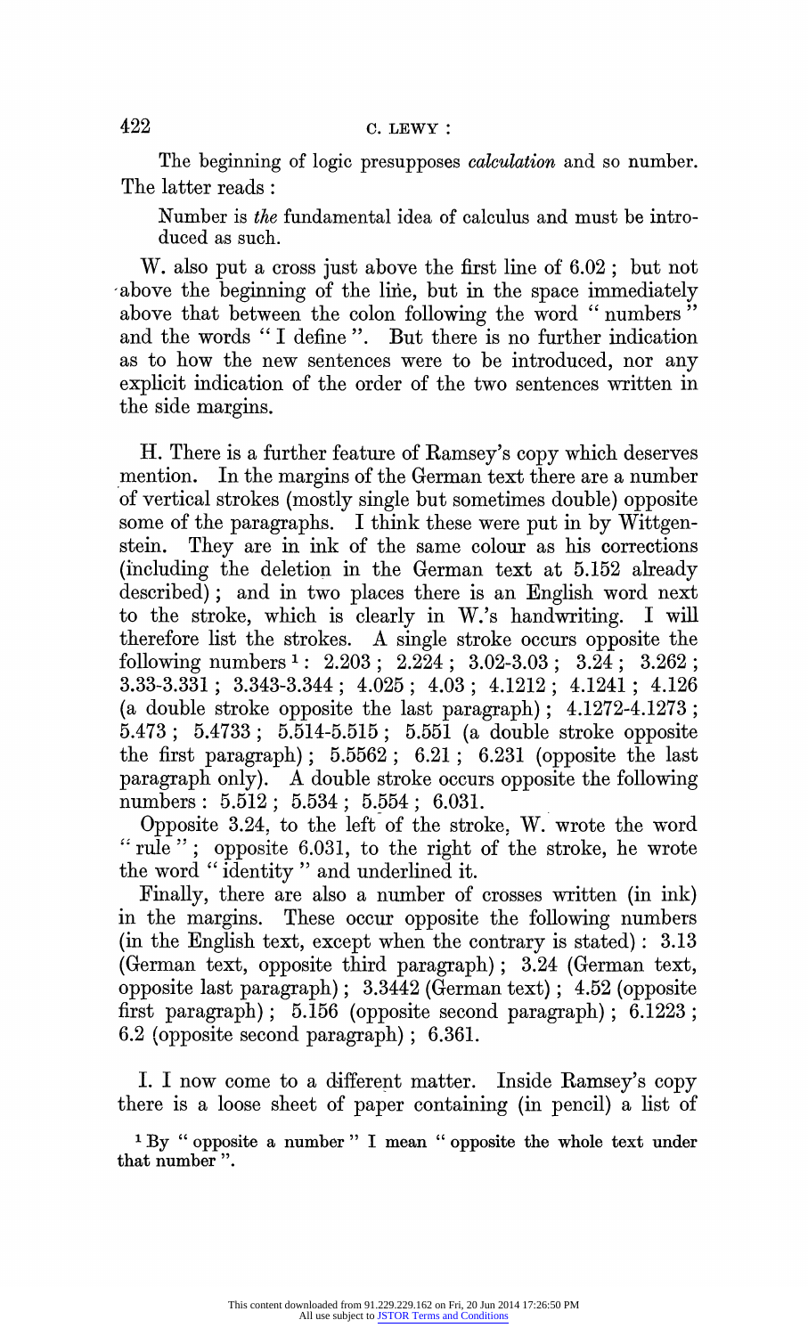The beginning of logic presupposes *calculation* and so number. The latter reads :

> Number is *the* fundamental idea of calculus and must be introduced as such.

W. also put a cross just above the first line of 6.02 ; but not above the beginning of the line, but in the space immediately above that between the colon following the word " numbers " and the words " I define ". But there is no further indication as to how the new sentences were to be introduced, nor any explicit indication of the order of the two sentences written in the side margins.

H. There is a further feature of Ramsey's copy which deserves mention. In the margins of the German text there are a number of vertical strokes (mostly single but sometimes double) opposite some of the paragraphs. I think these were put in by Wittgenstein. They are in ink of the same colour as his corrections (including the deletion in the German text at 5.152 already described) ; and in two places there is an English word next to the stroke, which is clearly in W.'s handwriting. I will therefore list the strokes. A single stroke occurs opposite the following numbers[1] : 2.203 ; 2.224 ; 3.02-3.03 ; 3.24 ; 3.262 ; 3.33-3.331 ; 3.343-3.344 ; 4.025 ; 4.03 ; 4.1212 ; 4.1241 ; 4.126 (a double stroke opposite the last paragraph) ; 4.1272-4.1273 ; 5.473 ; 5.4733 ; 5.514-5.515 ; 5.551 (a double stroke opposite the first paragraph) ; 5.5562 ; 6.21 ; 6.231 (opposite the last paragraph only). A double stroke occurs opposite the following numbers : 5.512 ; 5.534 ; 5.554 ; 6.031.

Opposite 3.24, to the left of the stroke, W. wrote the word " rule " ; opposite 6.031, to the right of the stroke, he wrote the word " identity " and underlined it.

Finally, there are also a number of crosses written (in ink) in the margins. These occur opposite the following numbers (in the English text, except when the contrary is stated) : 3.13 (German text, opposite third paragraph) ; 3.24 (German text, opposite last paragraph) ; 3.3442 (German text) ; 4.52 (opposite first paragraph) ; 5.156 (opposite second paragraph) ; 6.1223 ; 6.2 (opposite second paragraph) ; 6.361.

I. I now come to a different matter. Inside Ramsey's copy there is a loose sheet of paper containing (in pencil) a list of

[1] By " opposite a number " I mean " opposite the whole text under that number ".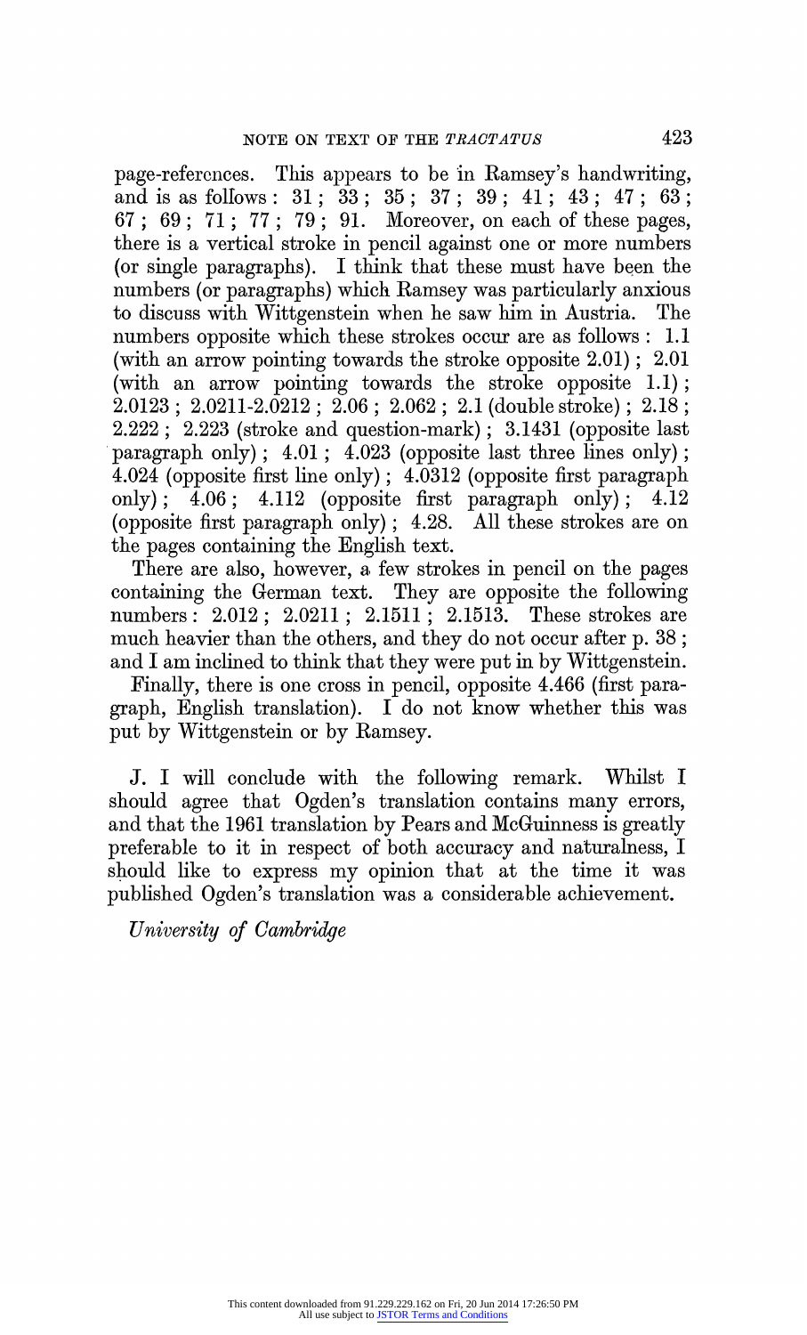page-references. This appears to be in Ramsey's handwriting, and is as follows: 31; 33; 35; 37; 39; 41; 43; 47; 63; 67; 69; 71; 77; 79; 91. Moreover, on each of these pages, there is a vertical stroke in pencil against one or more numbers (or single paragraphs). I think that these must have been the numbers (or paragraphs) which Ramsey was particularly anxious to discuss with Wittgenstein when he saw him in Austria. The numbers opposite which these strokes occur are as follows: 1.1 (with an arrow pointing towards the stroke opposite 2.01); 2.01 (with an arrow pointing towards the stroke opposite 1.1); 2.0123; 2.0211-2.0212; 2.06; 2.062; 2.1 (double stroke); 2.18; 2.222; 2.223 (stroke and question-mark); 3.1431 (opposite last paragraph only); 4.01; 4.023 (opposite last three lines only); 4.024 (opposite first line only); 4.0312 (opposite first paragraph only); 4.06; 4.112 (opposite first paragraph only); 4.12 (opposite first paragraph only); 4.28. All these strokes are on the pages containing the English text.

There are also, however, a few strokes in pencil on the pages containing the German text. They are opposite the following numbers: 2.012; 2.0211; 2.1511; 2.1513. These strokes are much heavier than the others, and they do not occur after p. 38; and I am inclined to think that they were put in by Wittgenstein.

Finally, there is one cross in pencil, opposite 4.466 (first paragraph, English translation). I do not know whether this was put by Wittgenstein or by Ramsey.

J. I will conclude with the following remark. Whilst I should agree that Ogden's translation contains many errors, and that the 1961 translation by Pears and McGuinness is greatly preferable to it in respect of both accuracy and naturalness, I should like to express my opinion that at the time it was published Ogden's translation was a considerable achievement.

*University of Cambridge*